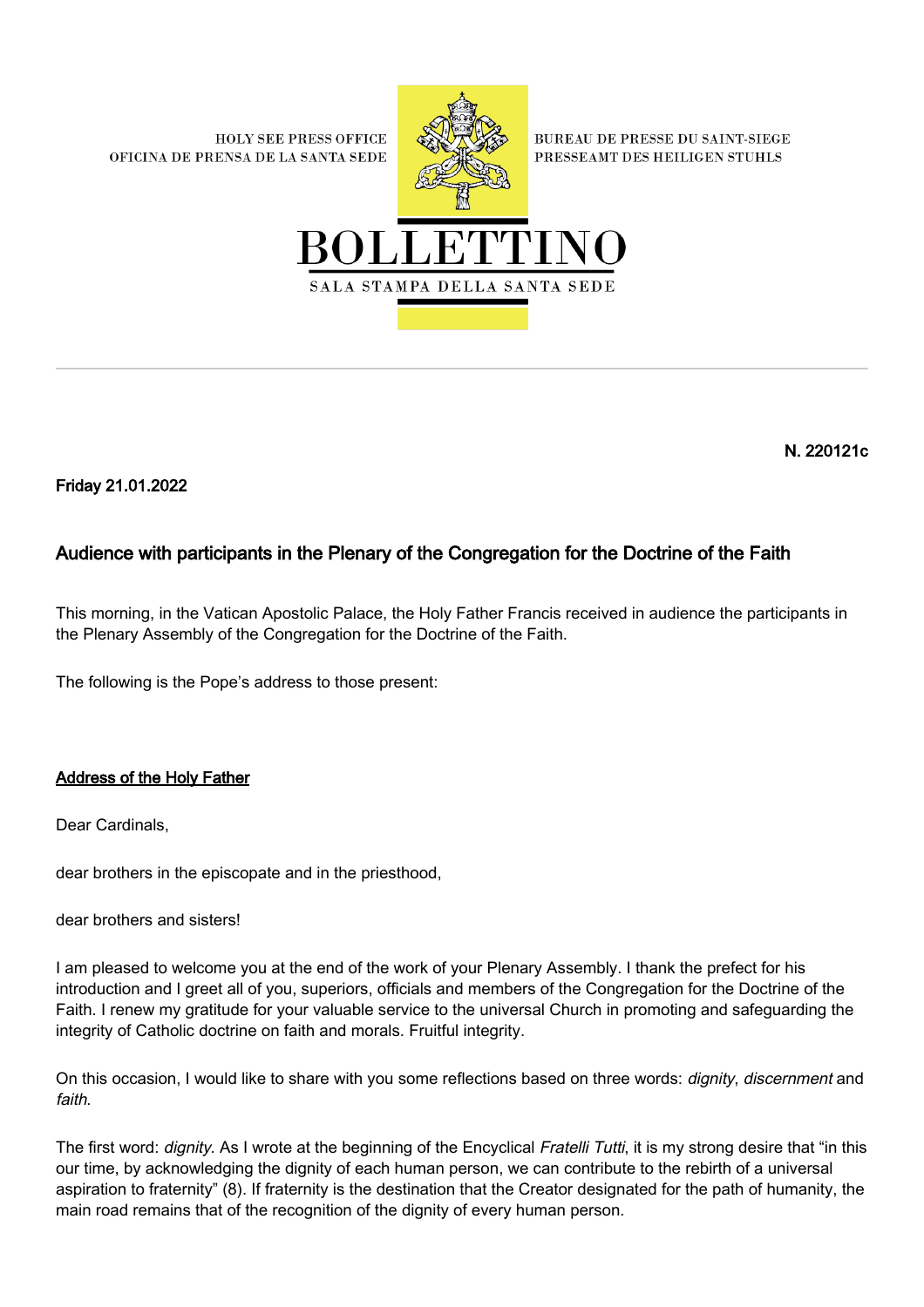HOLY SEE PRESS OFFICE
OFICINA DE PRENSA DE LA SANTA SEDE

BUREAU DE PRESSE DU SAINT-SIEGE
PRESSEAMT DES HEILIGEN STUHLS

# BOLLETTINO

SALA STAMPA DELLA SANTA SEDE

---

**N. 220121c**

**Friday 21.01.2022**

## Audience with participants in the Plenary of the Congregation for the Doctrine of the Faith

This morning, in the Vatican Apostolic Palace, the Holy Father Francis received in audience the participants in the Plenary Assembly of the Congregation for the Doctrine of the Faith.

The following is the Pope's address to those present:

### Address of the Holy Father

Dear Cardinals,

dear brothers in the episcopate and in the priesthood,

dear brothers and sisters!

I am pleased to welcome you at the end of the work of your Plenary Assembly. I thank the prefect for his introduction and I greet all of you, superiors, officials and members of the Congregation for the Doctrine of the Faith. I renew my gratitude for your valuable service to the universal Church in promoting and safeguarding the integrity of Catholic doctrine on faith and morals. Fruitful integrity.

On this occasion, I would like to share with you some reflections based on three words: *dignity*, *discernment* and *faith*.

The first word: *dignity*. As I wrote at the beginning of the Encyclical *Fratelli Tutti*, it is my strong desire that "in this our time, by acknowledging the dignity of each human person, we can contribute to the rebirth of a universal aspiration to fraternity" (8). If fraternity is the destination that the Creator designated for the path of humanity, the main road remains that of the recognition of the dignity of every human person.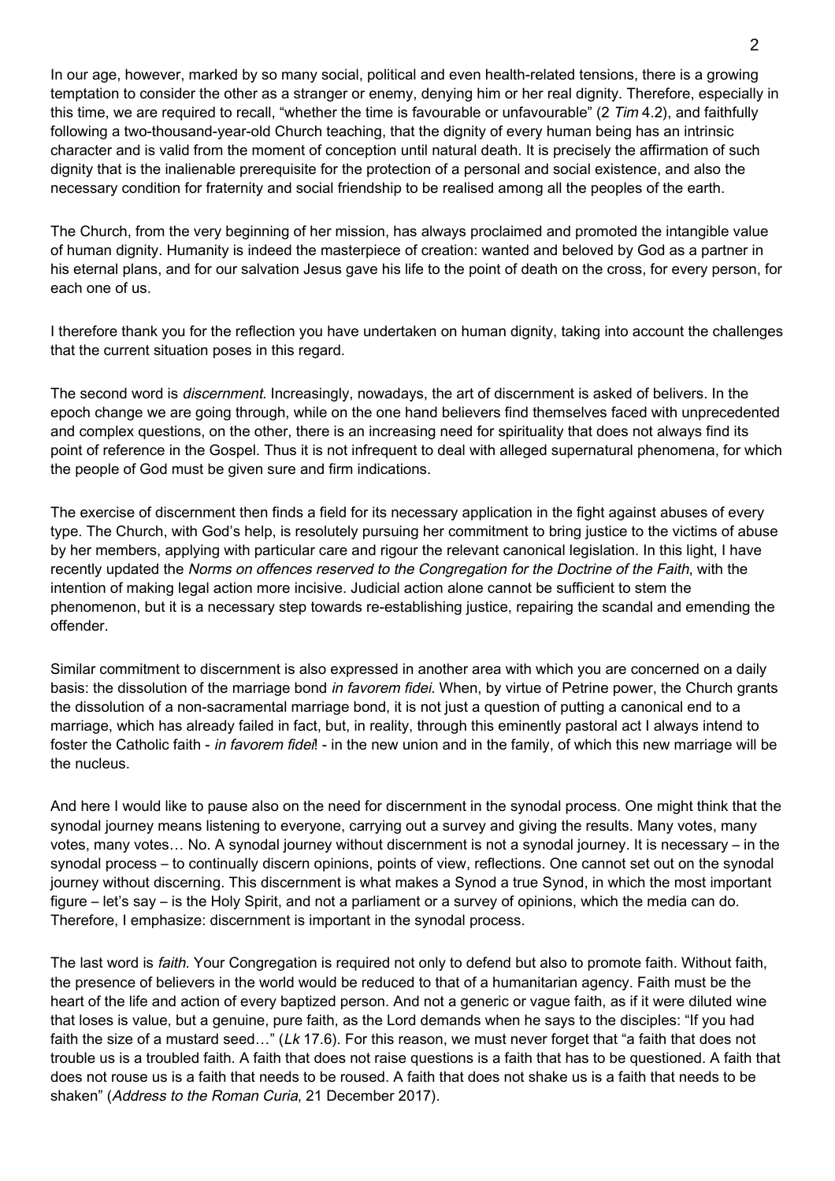In our age, however, marked by so many social, political and even health-related tensions, there is a growing temptation to consider the other as a stranger or enemy, denying him or her real dignity. Therefore, especially in this time, we are required to recall, "whether the time is favourable or unfavourable" (2 *Tim* 4.2), and faithfully following a two-thousand-year-old Church teaching, that the dignity of every human being has an intrinsic character and is valid from the moment of conception until natural death. It is precisely the affirmation of such dignity that is the inalienable prerequisite for the protection of a personal and social existence, and also the necessary condition for fraternity and social friendship to be realised among all the peoples of the earth.

The Church, from the very beginning of her mission, has always proclaimed and promoted the intangible value of human dignity. Humanity is indeed the masterpiece of creation: wanted and beloved by God as a partner in his eternal plans, and for our salvation Jesus gave his life to the point of death on the cross, for every person, for each one of us.

I therefore thank you for the reflection you have undertaken on human dignity, taking into account the challenges that the current situation poses in this regard.

The second word is *discernment*. Increasingly, nowadays, the art of discernment is asked of belivers. In the epoch change we are going through, while on the one hand believers find themselves faced with unprecedented and complex questions, on the other, there is an increasing need for spirituality that does not always find its point of reference in the Gospel. Thus it is not infrequent to deal with alleged supernatural phenomena, for which the people of God must be given sure and firm indications.

The exercise of discernment then finds a field for its necessary application in the fight against abuses of every type. The Church, with God's help, is resolutely pursuing her commitment to bring justice to the victims of abuse by her members, applying with particular care and rigour the relevant canonical legislation. In this light, I have recently updated the *Norms on offences reserved to the Congregation for the Doctrine of the Faith*, with the intention of making legal action more incisive. Judicial action alone cannot be sufficient to stem the phenomenon, but it is a necessary step towards re-establishing justice, repairing the scandal and emending the offender.

Similar commitment to discernment is also expressed in another area with which you are concerned on a daily basis: the dissolution of the marriage bond *in favorem fidei*. When, by virtue of Petrine power, the Church grants the dissolution of a non-sacramental marriage bond, it is not just a question of putting a canonical end to a marriage, which has already failed in fact, but, in reality, through this eminently pastoral act I always intend to foster the Catholic faith - *in favorem fidei*! - in the new union and in the family, of which this new marriage will be the nucleus.

And here I would like to pause also on the need for discernment in the synodal process. One might think that the synodal journey means listening to everyone, carrying out a survey and giving the results. Many votes, many votes, many votes… No. A synodal journey without discernment is not a synodal journey. It is necessary – in the synodal process – to continually discern opinions, points of view, reflections. One cannot set out on the synodal journey without discerning. This discernment is what makes a Synod a true Synod, in which the most important figure – let's say – is the Holy Spirit, and not a parliament or a survey of opinions, which the media can do. Therefore, I emphasize: discernment is important in the synodal process.

The last word is *faith*. Your Congregation is required not only to defend but also to promote faith. Without faith, the presence of believers in the world would be reduced to that of a humanitarian agency. Faith must be the heart of the life and action of every baptized person. And not a generic or vague faith, as if it were diluted wine that loses is value, but a genuine, pure faith, as the Lord demands when he says to the disciples: "If you had faith the size of a mustard seed…" (*Lk* 17.6). For this reason, we must never forget that "a faith that does not trouble us is a troubled faith. A faith that does not raise questions is a faith that has to be questioned. A faith that does not rouse us is a faith that needs to be roused. A faith that does not shake us is a faith that needs to be shaken" (*Address to the Roman Curia*, 21 December 2017).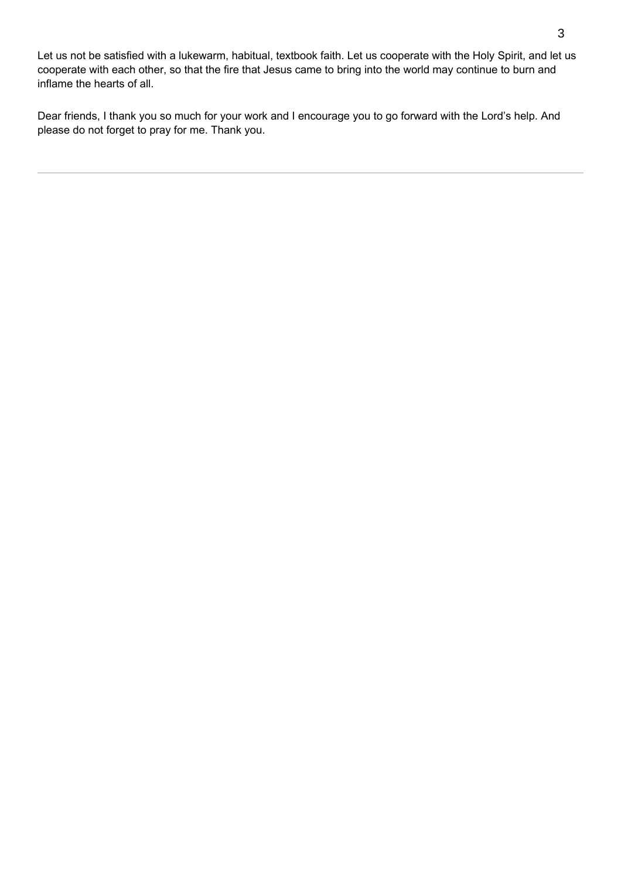Let us not be satisfied with a lukewarm, habitual, textbook faith. Let us cooperate with the Holy Spirit, and let us cooperate with each other, so that the fire that Jesus came to bring into the world may continue to burn and inflame the hearts of all.

Dear friends, I thank you so much for your work and I encourage you to go forward with the Lord’s help. And please do not forget to pray for me. Thank you.

---